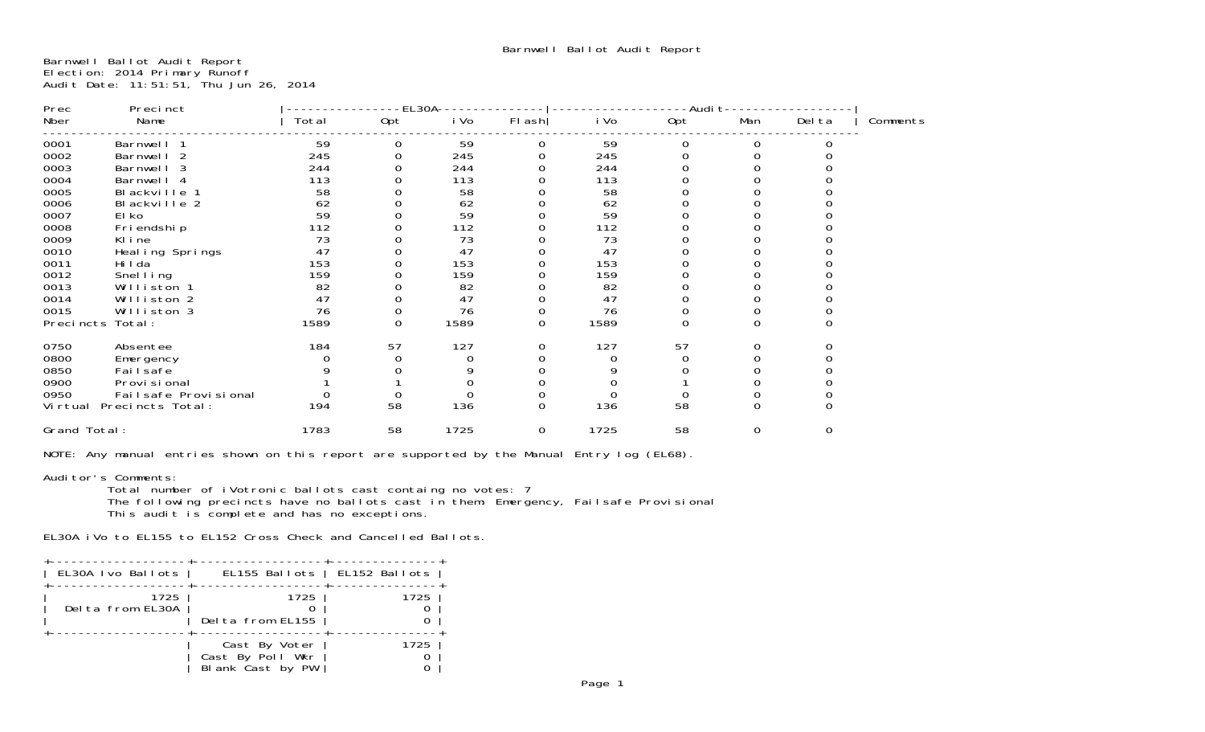Barnwell Ballot Audit Report

Barnwell Ballot Audit Report
Election: 2014 Primary Runoff
Audit Date: 11:51:51, Thu Jun 26, 2014

| Prec Nber | Precinct Name | EL30A Total | EL30A Opt | EL30A iVo | EL30A Flash | Audit iVo | Audit Opt | Audit Man | Audit Delta | Comments |
|---|---|---|---|---|---|---|---|---|---|---|
| 0001 | Barnwell 1 | 59 | 0 | 59 | 0 | 59 | 0 | 0 | 0 | |
| 0002 | Barnwell 2 | 245 | 0 | 245 | 0 | 245 | 0 | 0 | 0 | |
| 0003 | Barnwell 3 | 244 | 0 | 244 | 0 | 244 | 0 | 0 | 0 | |
| 0004 | Barnwell 4 | 113 | 0 | 113 | 0 | 113 | 0 | 0 | 0 | |
| 0005 | Blackville 1 | 58 | 0 | 58 | 0 | 58 | 0 | 0 | 0 | |
| 0006 | Blackville 2 | 62 | 0 | 62 | 0 | 62 | 0 | 0 | 0 | |
| 0007 | Elko | 59 | 0 | 59 | 0 | 59 | 0 | 0 | 0 | |
| 0008 | Friendship | 112 | 0 | 112 | 0 | 112 | 0 | 0 | 0 | |
| 0009 | Kline | 73 | 0 | 73 | 0 | 73 | 0 | 0 | 0 | |
| 0010 | Healing Springs | 47 | 0 | 47 | 0 | 47 | 0 | 0 | 0 | |
| 0011 | Hilda | 153 | 0 | 153 | 0 | 153 | 0 | 0 | 0 | |
| 0012 | Snelling | 159 | 0 | 159 | 0 | 159 | 0 | 0 | 0 | |
| 0013 | Williston 1 | 82 | 0 | 82 | 0 | 82 | 0 | 0 | 0 | |
| 0014 | Williston 2 | 47 | 0 | 47 | 0 | 47 | 0 | 0 | 0 | |
| 0015 | Williston 3 | 76 | 0 | 76 | 0 | 76 | 0 | 0 | 0 | |
| Precincts Total: | | 1589 | 0 | 1589 | 0 | 1589 | 0 | 0 | 0 | |
| 0750 | Absentee | 184 | 57 | 127 | 0 | 127 | 57 | 0 | 0 | |
| 0800 | Emergency | 0 | 0 | 0 | 0 | 0 | 0 | 0 | 0 | |
| 0850 | Failsafe | 9 | 0 | 9 | 0 | 9 | 0 | 0 | 0 | |
| 0900 | Provisional | 1 | 1 | 0 | 0 | 0 | 1 | 0 | 0 | |
| 0950 | Failsafe Provisional | 0 | 0 | 0 | 0 | 0 | 0 | 0 | 0 | |
| Virtual Precincts Total: | | 194 | 58 | 136 | 0 | 136 | 58 | 0 | 0 | |
| Grand Total: | | 1783 | 58 | 1725 | 0 | 1725 | 58 | 0 | 0 | |

NOTE: Any manual entries shown on this report are supported by the Manual Entry log (EL68).

Auditor's Comments:
Total number of iVotronic ballots cast containg no votes: 7
The following precincts have no ballots cast in them: Emergency, Failsafe Provisional
This audit is complete and has no exceptions.

EL30A iVo to EL155 to EL152 Cross Check and Cancelled Ballots.

| EL30A Ivo Ballots | EL155 Ballots | EL152 Ballots |
|---|---|---|
| 1725 | 1725 | 1725 |
| Delta from EL30A | 0 | 0 |
| | Delta from EL155 | 0 |
| | Cast By Voter | 1725 |
| | Cast By Poll Wkr | 0 |
| | Blank Cast by PW | 0 |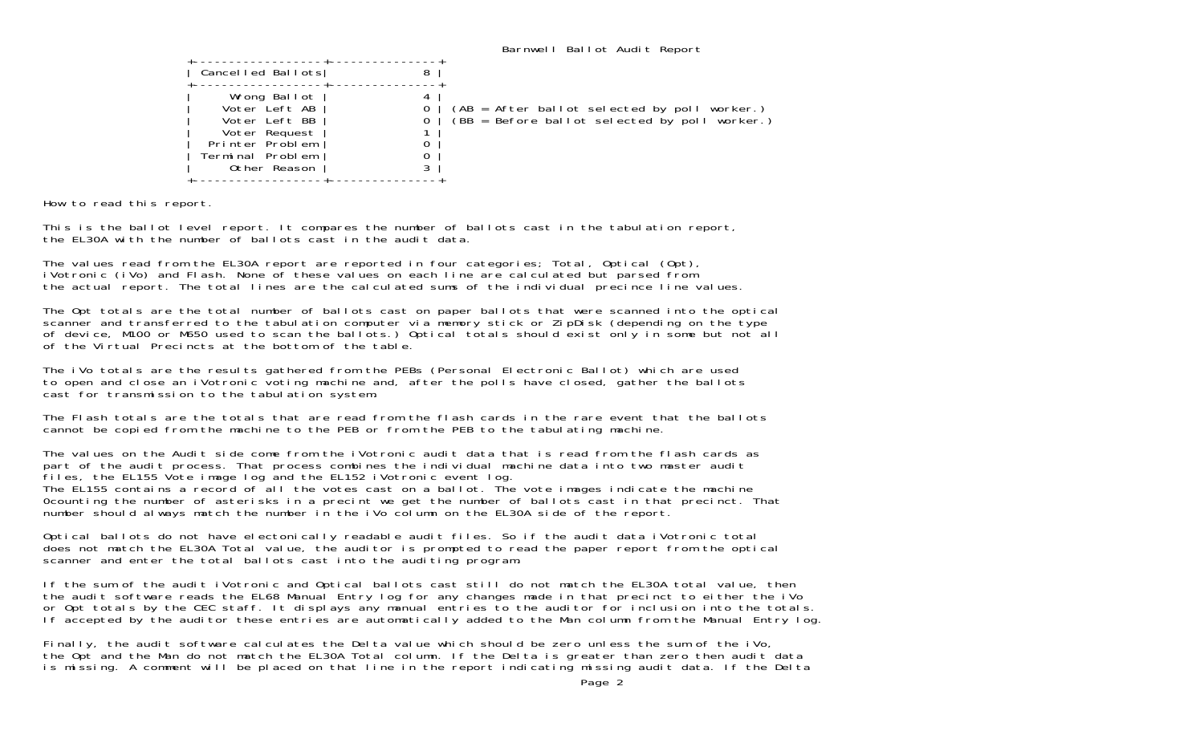Barnwell Ballot Audit Report

| Cancelled Ballots | 8 |
|---|---|
| Wrong Ballot | 4 |
| Voter Left AB | 0 |
| Voter Left BB | 0 |
| Voter Request | 1 |
| Printer Problem | 0 |
| Terminal Problem | 0 |
| Other Reason | 3 |

(AB = After ballot selected by poll worker.)
(BB = Before ballot selected by poll worker.)

How to read this report.

This is the ballot level report. It compares the number of ballots cast in the tabulation report, the EL30A with the number of ballots cast in the audit data.

The values read from the EL30A report are reported in four categories; Total, Optical (Opt), iVotronic (iVo) and Flash. None of these values on each line are calculated but parsed from the actual report. The total lines are the calculated sums of the individual precince line values.

The Opt totals are the total number of ballots cast on paper ballots that were scanned into the optical scanner and transferred to the tabulation computer via memory stick or ZipDisk (depending on the type of device, M100 or M650 used to scan the ballots.) Optical totals should exist only in some but not all of the Virtual Precincts at the bottom of the table.

The iVo totals are the results gathered from the PEBs (Personal Electronic Ballot) which are used to open and close an iVotronic voting machine and, after the polls have closed, gather the ballots cast for transmission to the tabulation system.

The Flash totals are the totals that are read from the flash cards in the rare event that the ballots cannot be copied from the machine to the PEB or from the PEB to the tabulating machine.

The values on the Audit side come from the iVotronic audit data that is read from the flash cards as part of the audit process. That process combines the individual machine data into two master audit files, the EL155 Vote image log and the EL152 iVotronic event log.
The EL155 contains a record of all the votes cast on a ballot. The vote images indicate the machine 0counting the number of asterisks in a precint we get the number of ballots cast in that precinct. That number should always match the number in the iVo column on the EL30A side of the report.

Optical ballots do not have electonically readable audit files. So if the audit data iVotronic total does not match the EL30A Total value, the auditor is prompted to read the paper report from the optical scanner and enter the total ballots cast into the auditing program.

If the sum of the audit iVotronic and Optical ballots cast still do not match the EL30A total value, then the audit software reads the EL68 Manual Entry log for any changes made in that precinct to either the iVo or Opt totals by the CEC staff. It displays any manual entries to the auditor for inclusion into the totals. If accepted by the auditor these entries are automatically added to the Man column from the Manual Entry log.

Finally, the audit software calculates the Delta value which should be zero unless the sum of the iVo, the Opt and the Man do not match the EL30A Total column. If the Delta is greater than zero then audit data is missing. A comment will be placed on that line in the report indicating missing audit data. If the Delta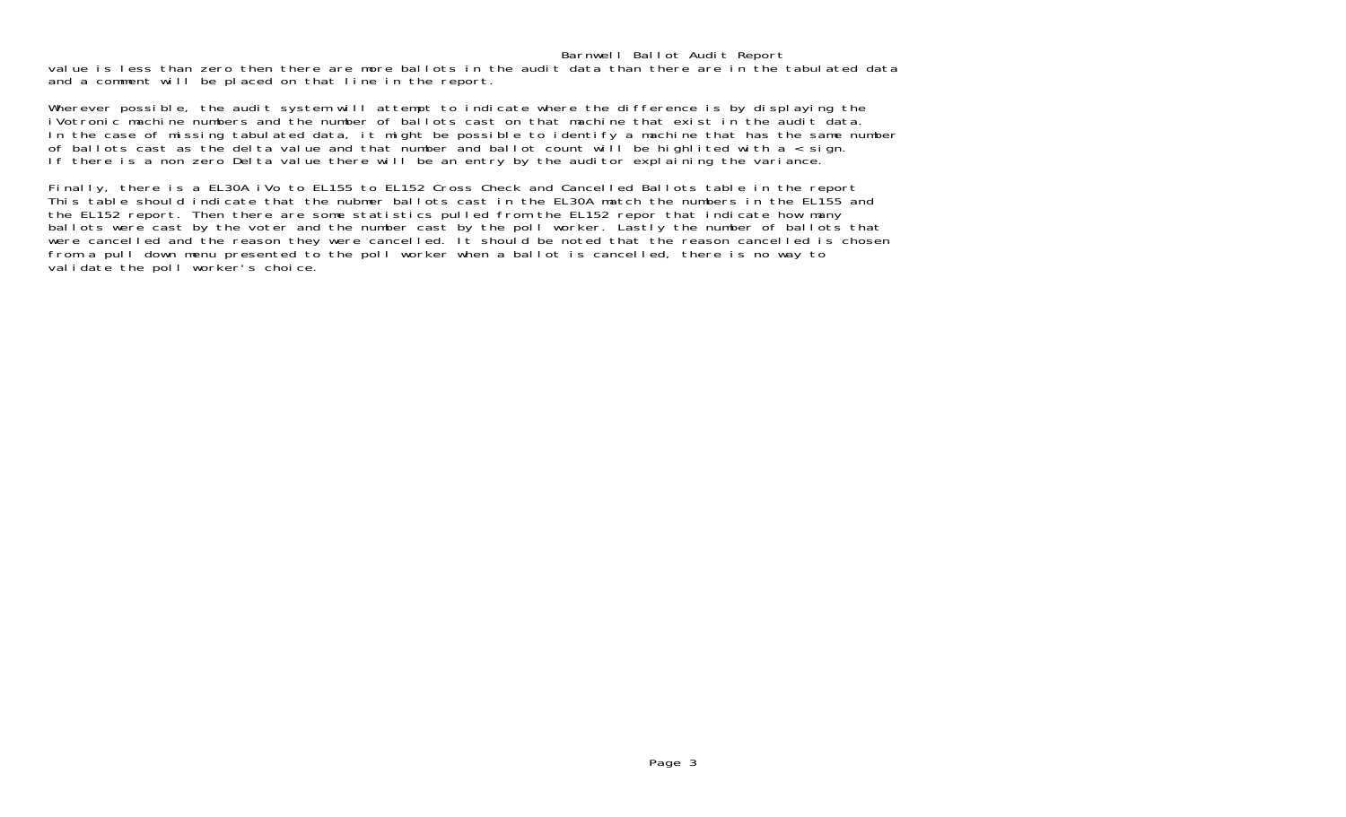value is less than zero then there are more ballots in the audit data than there are in the tabulated data and a comment will be placed on that line in the report.

Wherever possible, the audit system will attempt to indicate where the difference is by displaying the iVotronic machine numbers and the number of ballots cast on that machine that exist in the audit data. In the case of missing tabulated data, it might be possible to identify a machine that has the same number of ballots cast as the delta value and that number and ballot count will be highlited with a < sign. If there is a non zero Delta value there will be an entry by the auditor explaining the variance.

Finally, there is a EL30A iVo to EL155 to EL152 Cross Check and Cancelled Ballots table in the report This table should indicate that the nubmer ballots cast in the EL30A match the numbers in the EL155 and the EL152 report. Then there are some statistics pulled from the EL152 repor that indicate how many ballots were cast by the voter and the number cast by the poll worker. Lastly the number of ballots that were cancelled and the reason they were cancelled. It should be noted that the reason cancelled is chosen from a pull down menu presented to the poll worker when a ballot is cancelled, there is no way to validate the poll worker's choice.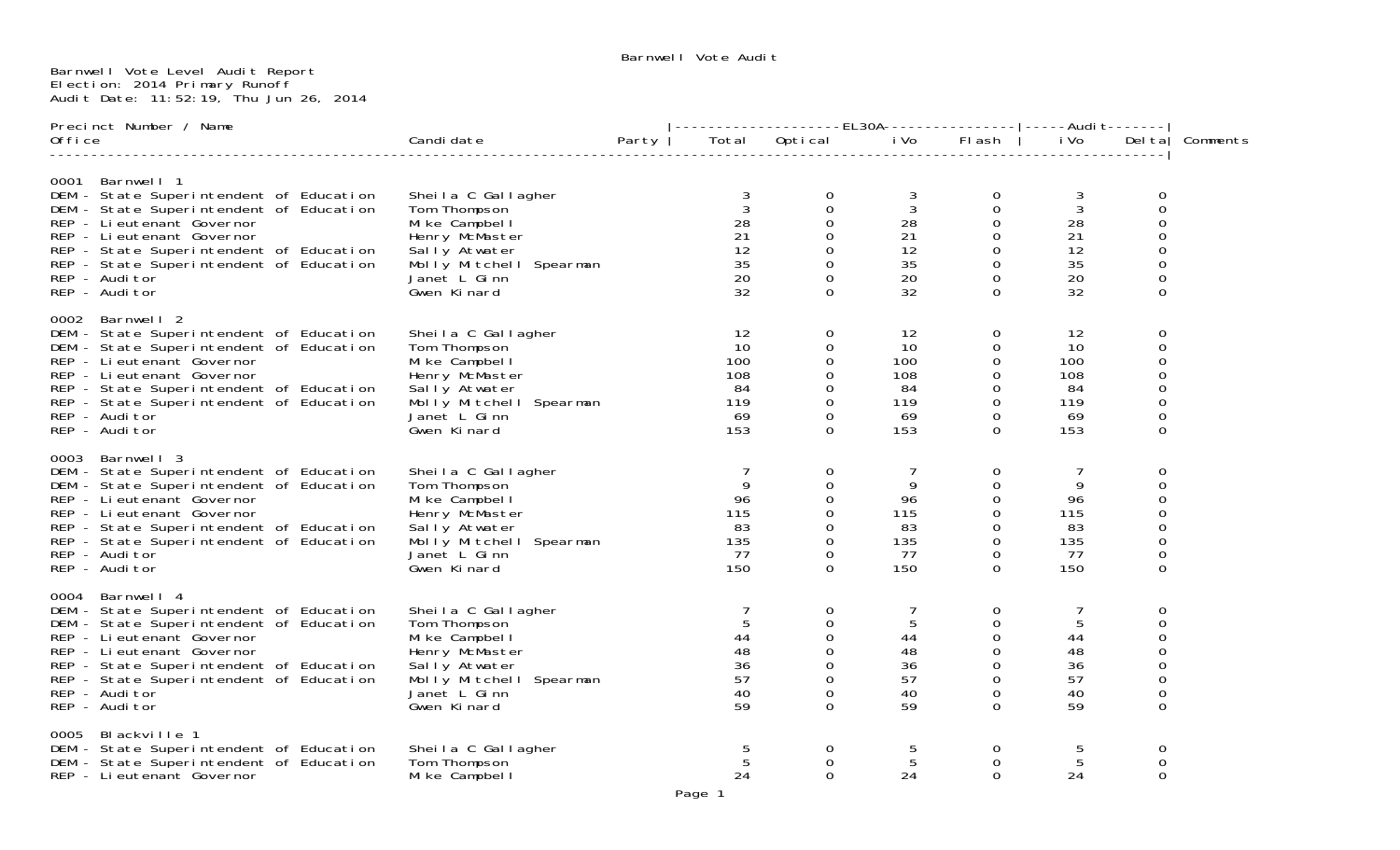Barnwell Vote Audit

Barnwell Vote Level Audit Report
Election: 2014 Primary Runoff
Audit Date: 11:52:19, Thu Jun 26, 2014

| Precinct Number / Name<br>Office | Candidate | Party | EL30A Total | EL30A Optical | EL30A iVo | EL30A Flash | Audit iVo | Audit Delta | Comments |
|---|---|---|---|---|---|---|---|---|---|
| **0001 Barnwell 1** | | | | | | | | | |
| DEM - State Superintendent of Education | Sheila C Gallagher | | 3 | 0 | 3 | 0 | 3 | 0 | |
| DEM - State Superintendent of Education | Tom Thompson | | 3 | 0 | 3 | 0 | 3 | 0 | |
| REP - Lieutenant Governor | Mike Campbell | | 28 | 0 | 28 | 0 | 28 | 0 | |
| REP - Lieutenant Governor | Henry McMaster | | 21 | 0 | 21 | 0 | 21 | 0 | |
| REP - State Superintendent of Education | Sally Atwater | | 12 | 0 | 12 | 0 | 12 | 0 | |
| REP - State Superintendent of Education | Molly Mitchell Spearman | | 35 | 0 | 35 | 0 | 35 | 0 | |
| REP - Auditor | Janet L Ginn | | 20 | 0 | 20 | 0 | 20 | 0 | |
| REP - Auditor | Gwen Kinard | | 32 | 0 | 32 | 0 | 32 | 0 | |
| **0002 Barnwell 2** | | | | | | | | | |
| DEM - State Superintendent of Education | Sheila C Gallagher | | 12 | 0 | 12 | 0 | 12 | 0 | |
| DEM - State Superintendent of Education | Tom Thompson | | 10 | 0 | 10 | 0 | 10 | 0 | |
| REP - Lieutenant Governor | Mike Campbell | | 100 | 0 | 100 | 0 | 100 | 0 | |
| REP - Lieutenant Governor | Henry McMaster | | 108 | 0 | 108 | 0 | 108 | 0 | |
| REP - State Superintendent of Education | Sally Atwater | | 84 | 0 | 84 | 0 | 84 | 0 | |
| REP - State Superintendent of Education | Molly Mitchell Spearman | | 119 | 0 | 119 | 0 | 119 | 0 | |
| REP - Auditor | Janet L Ginn | | 69 | 0 | 69 | 0 | 69 | 0 | |
| REP - Auditor | Gwen Kinard | | 153 | 0 | 153 | 0 | 153 | 0 | |
| **0003 Barnwell 3** | | | | | | | | | |
| DEM - State Superintendent of Education | Sheila C Gallagher | | 7 | 0 | 7 | 0 | 7 | 0 | |
| DEM - State Superintendent of Education | Tom Thompson | | 9 | 0 | 9 | 0 | 9 | 0 | |
| REP - Lieutenant Governor | Mike Campbell | | 96 | 0 | 96 | 0 | 96 | 0 | |
| REP - Lieutenant Governor | Henry McMaster | | 115 | 0 | 115 | 0 | 115 | 0 | |
| REP - State Superintendent of Education | Sally Atwater | | 83 | 0 | 83 | 0 | 83 | 0 | |
| REP - State Superintendent of Education | Molly Mitchell Spearman | | 135 | 0 | 135 | 0 | 135 | 0 | |
| REP - Auditor | Janet L Ginn | | 77 | 0 | 77 | 0 | 77 | 0 | |
| REP - Auditor | Gwen Kinard | | 150 | 0 | 150 | 0 | 150 | 0 | |
| **0004 Barnwell 4** | | | | | | | | | |
| DEM - State Superintendent of Education | Sheila C Gallagher | | 7 | 0 | 7 | 0 | 7 | 0 | |
| DEM - State Superintendent of Education | Tom Thompson | | 5 | 0 | 5 | 0 | 5 | 0 | |
| REP - Lieutenant Governor | Mike Campbell | | 44 | 0 | 44 | 0 | 44 | 0 | |
| REP - Lieutenant Governor | Henry McMaster | | 48 | 0 | 48 | 0 | 48 | 0 | |
| REP - State Superintendent of Education | Sally Atwater | | 36 | 0 | 36 | 0 | 36 | 0 | |
| REP - State Superintendent of Education | Molly Mitchell Spearman | | 57 | 0 | 57 | 0 | 57 | 0 | |
| REP - Auditor | Janet L Ginn | | 40 | 0 | 40 | 0 | 40 | 0 | |
| REP - Auditor | Gwen Kinard | | 59 | 0 | 59 | 0 | 59 | 0 | |
| **0005 Blackville 1** | | | | | | | | | |
| DEM - State Superintendent of Education | Sheila C Gallagher | | 5 | 0 | 5 | 0 | 5 | 0 | |
| DEM - State Superintendent of Education | Tom Thompson | | 5 | 0 | 5 | 0 | 5 | 0 | |
| REP - Lieutenant Governor | Mike Campbell | | 24 | 0 | 24 | 0 | 24 | 0 | |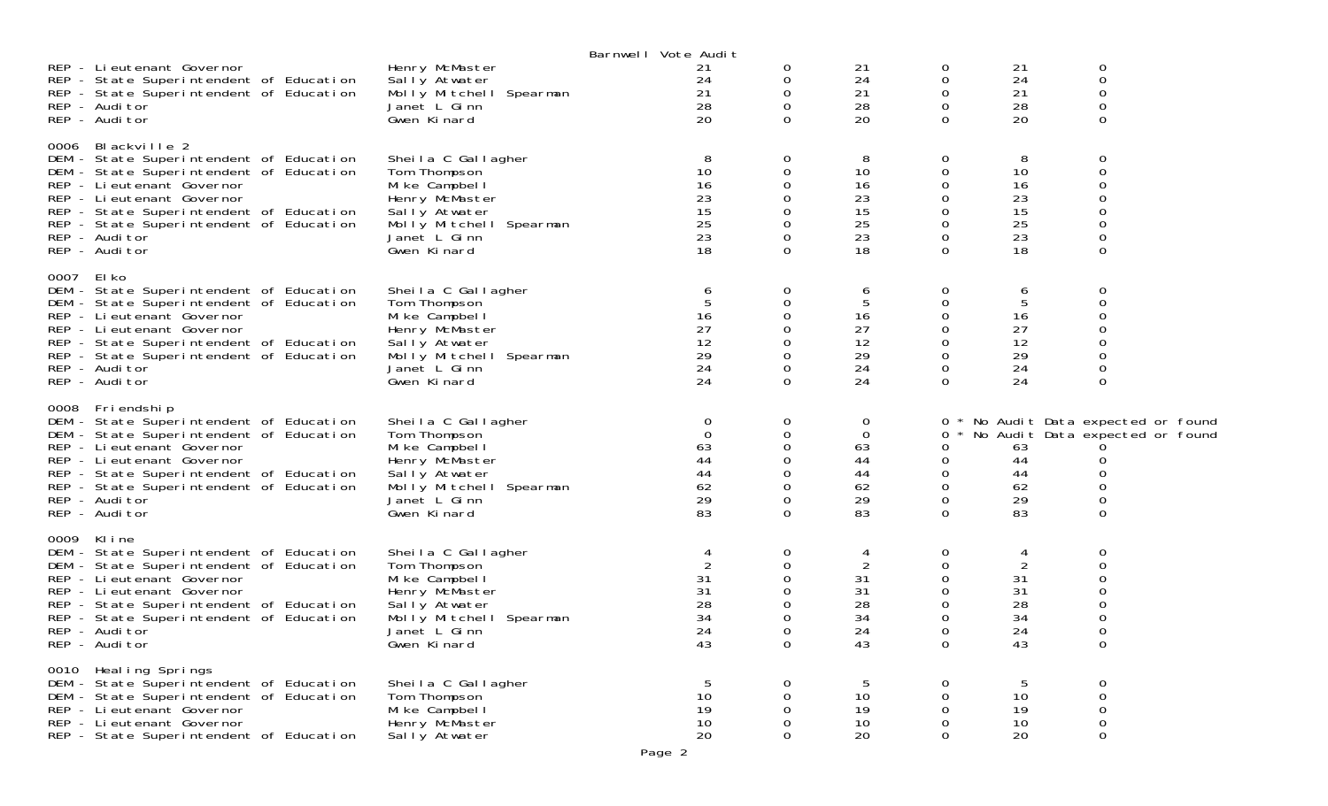Barnwell Vote Audit

| Contest | Candidate | | | | | | |
|---|---|---|---|---|---|---|---|
| REP - Lieutenant Governor | Henry McMaster | 21 | 0 | 21 | 0 | 21 | 0 |
| REP - State Superintendent of Education | Sally Atwater | 24 | 0 | 24 | 0 | 24 | 0 |
| REP - State Superintendent of Education | Molly Mitchell Spearman | 21 | 0 | 21 | 0 | 21 | 0 |
| REP - Auditor | Janet L Ginn | 28 | 0 | 28 | 0 | 28 | 0 |
| REP - Auditor | Gwen Kinard | 20 | 0 | 20 | 0 | 20 | 0 |
| **0006 Blackville 2** | | | | | | | |
| DEM - State Superintendent of Education | Sheila C Gallagher | 8 | 0 | 8 | 0 | 8 | 0 |
| DEM - State Superintendent of Education | Tom Thompson | 10 | 0 | 10 | 0 | 10 | 0 |
| REP - Lieutenant Governor | Mike Campbell | 16 | 0 | 16 | 0 | 16 | 0 |
| REP - Lieutenant Governor | Henry McMaster | 23 | 0 | 23 | 0 | 23 | 0 |
| REP - State Superintendent of Education | Sally Atwater | 15 | 0 | 15 | 0 | 15 | 0 |
| REP - State Superintendent of Education | Molly Mitchell Spearman | 25 | 0 | 25 | 0 | 25 | 0 |
| REP - Auditor | Janet L Ginn | 23 | 0 | 23 | 0 | 23 | 0 |
| REP - Auditor | Gwen Kinard | 18 | 0 | 18 | 0 | 18 | 0 |
| **0007 Elko** | | | | | | | |
| DEM - State Superintendent of Education | Sheila C Gallagher | 6 | 0 | 6 | 0 | 6 | 0 |
| DEM - State Superintendent of Education | Tom Thompson | 5 | 0 | 5 | 0 | 5 | 0 |
| REP - Lieutenant Governor | Mike Campbell | 16 | 0 | 16 | 0 | 16 | 0 |
| REP - Lieutenant Governor | Henry McMaster | 27 | 0 | 27 | 0 | 27 | 0 |
| REP - State Superintendent of Education | Sally Atwater | 12 | 0 | 12 | 0 | 12 | 0 |
| REP - State Superintendent of Education | Molly Mitchell Spearman | 29 | 0 | 29 | 0 | 29 | 0 |
| REP - Auditor | Janet L Ginn | 24 | 0 | 24 | 0 | 24 | 0 |
| REP - Auditor | Gwen Kinard | 24 | 0 | 24 | 0 | 24 | 0 |
| **0008 Friendship** | | | | | | | |
| DEM - State Superintendent of Education | Sheila C Gallagher | 0 | 0 | 0 | 0 * No Audit Data expected or found | | |
| DEM - State Superintendent of Education | Tom Thompson | 0 | 0 | 0 | 0 * No Audit Data expected or found | | |
| REP - Lieutenant Governor | Mike Campbell | 63 | 0 | 63 | 0 | 63 | 0 |
| REP - Lieutenant Governor | Henry McMaster | 44 | 0 | 44 | 0 | 44 | 0 |
| REP - State Superintendent of Education | Sally Atwater | 44 | 0 | 44 | 0 | 44 | 0 |
| REP - State Superintendent of Education | Molly Mitchell Spearman | 62 | 0 | 62 | 0 | 62 | 0 |
| REP - Auditor | Janet L Ginn | 29 | 0 | 29 | 0 | 29 | 0 |
| REP - Auditor | Gwen Kinard | 83 | 0 | 83 | 0 | 83 | 0 |
| **0009 Kline** | | | | | | | |
| DEM - State Superintendent of Education | Sheila C Gallagher | 4 | 0 | 4 | 0 | 4 | 0 |
| DEM - State Superintendent of Education | Tom Thompson | 2 | 0 | 2 | 0 | 2 | 0 |
| REP - Lieutenant Governor | Mike Campbell | 31 | 0 | 31 | 0 | 31 | 0 |
| REP - Lieutenant Governor | Henry McMaster | 31 | 0 | 31 | 0 | 31 | 0 |
| REP - State Superintendent of Education | Sally Atwater | 28 | 0 | 28 | 0 | 28 | 0 |
| REP - State Superintendent of Education | Molly Mitchell Spearman | 34 | 0 | 34 | 0 | 34 | 0 |
| REP - Auditor | Janet L Ginn | 24 | 0 | 24 | 0 | 24 | 0 |
| REP - Auditor | Gwen Kinard | 43 | 0 | 43 | 0 | 43 | 0 |
| **0010 Healing Springs** | | | | | | | |
| DEM - State Superintendent of Education | Sheila C Gallagher | 5 | 0 | 5 | 0 | 5 | 0 |
| DEM - State Superintendent of Education | Tom Thompson | 10 | 0 | 10 | 0 | 10 | 0 |
| REP - Lieutenant Governor | Mike Campbell | 19 | 0 | 19 | 0 | 19 | 0 |
| REP - Lieutenant Governor | Henry McMaster | 10 | 0 | 10 | 0 | 10 | 0 |
| REP - State Superintendent of Education | Sally Atwater | 20 | 0 | 20 | 0 | 20 | 0 |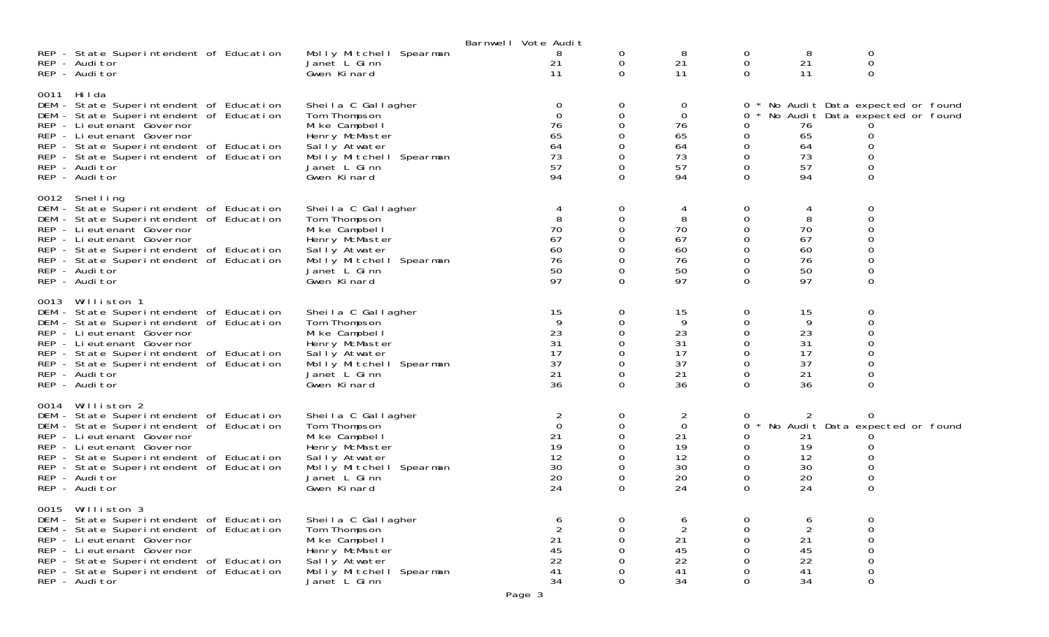Barnwell Vote Audit

| | | | | | | | |
|---|---|---|---|---|---|---|---|
| REP - State Superintendent of Education | Molly Mitchell Spearman | 8 | 0 | 8 | 0 | 8 | 0 |
| REP - Auditor | Janet L Ginn | 21 | 0 | 21 | 0 | 21 | 0 |
| REP - Auditor | Gwen Kinard | 11 | 0 | 11 | 0 | 11 | 0 |
| **0011 Hilda** | | | | | | | |
| DEM - State Superintendent of Education | Sheila C Gallagher | 0 | 0 | 0 | 0 * No Audit Data expected or found | | |
| DEM - State Superintendent of Education | Tom Thompson | 0 | 0 | 0 | 0 * No Audit Data expected or found | | |
| REP - Lieutenant Governor | Mike Campbell | 76 | 0 | 76 | 0 | 76 | 0 |
| REP - Lieutenant Governor | Henry McMaster | 65 | 0 | 65 | 0 | 65 | 0 |
| REP - State Superintendent of Education | Sally Atwater | 64 | 0 | 64 | 0 | 64 | 0 |
| REP - State Superintendent of Education | Molly Mitchell Spearman | 73 | 0 | 73 | 0 | 73 | 0 |
| REP - Auditor | Janet L Ginn | 57 | 0 | 57 | 0 | 57 | 0 |
| REP - Auditor | Gwen Kinard | 94 | 0 | 94 | 0 | 94 | 0 |
| **0012 Snelling** | | | | | | | |
| DEM - State Superintendent of Education | Sheila C Gallagher | 4 | 0 | 4 | 0 | 4 | 0 |
| DEM - State Superintendent of Education | Tom Thompson | 8 | 0 | 8 | 0 | 8 | 0 |
| REP - Lieutenant Governor | Mike Campbell | 70 | 0 | 70 | 0 | 70 | 0 |
| REP - Lieutenant Governor | Henry McMaster | 67 | 0 | 67 | 0 | 67 | 0 |
| REP - State Superintendent of Education | Sally Atwater | 60 | 0 | 60 | 0 | 60 | 0 |
| REP - State Superintendent of Education | Molly Mitchell Spearman | 76 | 0 | 76 | 0 | 76 | 0 |
| REP - Auditor | Janet L Ginn | 50 | 0 | 50 | 0 | 50 | 0 |
| REP - Auditor | Gwen Kinard | 97 | 0 | 97 | 0 | 97 | 0 |
| **0013 Williston 1** | | | | | | | |
| DEM - State Superintendent of Education | Sheila C Gallagher | 15 | 0 | 15 | 0 | 15 | 0 |
| DEM - State Superintendent of Education | Tom Thompson | 9 | 0 | 9 | 0 | 9 | 0 |
| REP - Lieutenant Governor | Mike Campbell | 23 | 0 | 23 | 0 | 23 | 0 |
| REP - Lieutenant Governor | Henry McMaster | 31 | 0 | 31 | 0 | 31 | 0 |
| REP - State Superintendent of Education | Sally Atwater | 17 | 0 | 17 | 0 | 17 | 0 |
| REP - State Superintendent of Education | Molly Mitchell Spearman | 37 | 0 | 37 | 0 | 37 | 0 |
| REP - Auditor | Janet L Ginn | 21 | 0 | 21 | 0 | 21 | 0 |
| REP - Auditor | Gwen Kinard | 36 | 0 | 36 | 0 | 36 | 0 |
| **0014 Williston 2** | | | | | | | |
| DEM - State Superintendent of Education | Sheila C Gallagher | 2 | 0 | 2 | 0 | 2 | 0 |
| DEM - State Superintendent of Education | Tom Thompson | 0 | 0 | 0 | 0 * No Audit Data expected or found | | |
| REP - Lieutenant Governor | Mike Campbell | 21 | 0 | 21 | 0 | 21 | 0 |
| REP - Lieutenant Governor | Henry McMaster | 19 | 0 | 19 | 0 | 19 | 0 |
| REP - State Superintendent of Education | Sally Atwater | 12 | 0 | 12 | 0 | 12 | 0 |
| REP - State Superintendent of Education | Molly Mitchell Spearman | 30 | 0 | 30 | 0 | 30 | 0 |
| REP - Auditor | Janet L Ginn | 20 | 0 | 20 | 0 | 20 | 0 |
| REP - Auditor | Gwen Kinard | 24 | 0 | 24 | 0 | 24 | 0 |
| **0015 Williston 3** | | | | | | | |
| DEM - State Superintendent of Education | Sheila C Gallagher | 6 | 0 | 6 | 0 | 6 | 0 |
| DEM - State Superintendent of Education | Tom Thompson | 2 | 0 | 2 | 0 | 2 | 0 |
| REP - Lieutenant Governor | Mike Campbell | 21 | 0 | 21 | 0 | 21 | 0 |
| REP - Lieutenant Governor | Henry McMaster | 45 | 0 | 45 | 0 | 45 | 0 |
| REP - State Superintendent of Education | Sally Atwater | 22 | 0 | 22 | 0 | 22 | 0 |
| REP - State Superintendent of Education | Molly Mitchell Spearman | 41 | 0 | 41 | 0 | 41 | 0 |
| REP - Auditor | Janet L Ginn | 34 | 0 | 34 | 0 | 34 | 0 |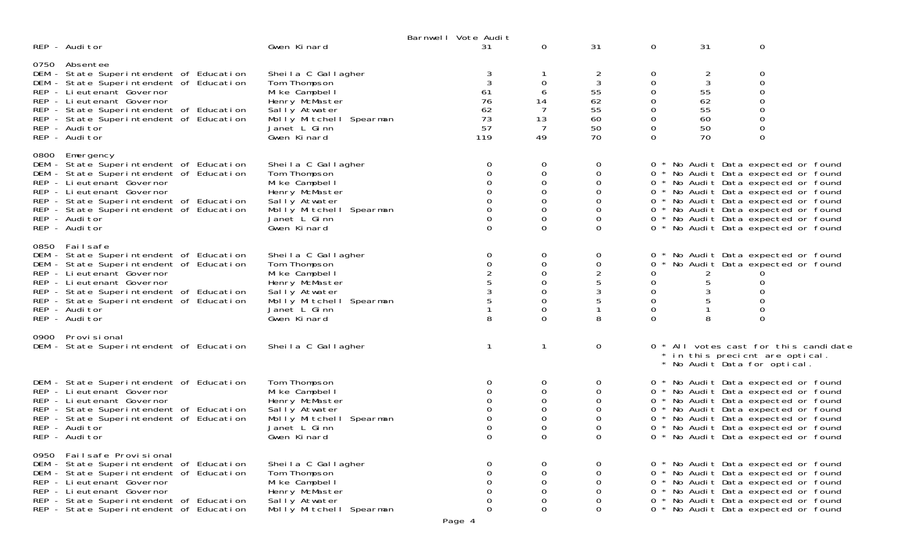Barnwell Vote Audit

| | | | | | | | |
|---|---|---|---|---|---|---|---|
| REP - Auditor | Gwen Kinard | 31 | 0 | 31 | 0 | 31 | 0 |
| **0750 Absentee** | | | | | | | |
| DEM - State Superintendent of Education | Sheila C Gallagher | 3 | 1 | 2 | 0 | 2 | 0 |
| DEM - State Superintendent of Education | Tom Thompson | 3 | 0 | 3 | 0 | 3 | 0 |
| REP - Lieutenant Governor | Mike Campbell | 61 | 6 | 55 | 0 | 55 | 0 |
| REP - Lieutenant Governor | Henry McMaster | 76 | 14 | 62 | 0 | 62 | 0 |
| REP - State Superintendent of Education | Sally Atwater | 62 | 7 | 55 | 0 | 55 | 0 |
| REP - State Superintendent of Education | Molly Mitchell Spearman | 73 | 13 | 60 | 0 | 60 | 0 |
| REP - Auditor | Janet L Ginn | 57 | 7 | 50 | 0 | 50 | 0 |
| REP - Auditor | Gwen Kinard | 119 | 49 | 70 | 0 | 70 | 0 |
| **0800 Emergency** | | | | | | | |
| DEM - State Superintendent of Education | Sheila C Gallagher | 0 | 0 | 0 | 0 * No Audit Data expected or found | | |
| DEM - State Superintendent of Education | Tom Thompson | 0 | 0 | 0 | 0 * No Audit Data expected or found | | |
| REP - Lieutenant Governor | Mike Campbell | 0 | 0 | 0 | 0 * No Audit Data expected or found | | |
| REP - Lieutenant Governor | Henry McMaster | 0 | 0 | 0 | 0 * No Audit Data expected or found | | |
| REP - State Superintendent of Education | Sally Atwater | 0 | 0 | 0 | 0 * No Audit Data expected or found | | |
| REP - State Superintendent of Education | Molly Mitchell Spearman | 0 | 0 | 0 | 0 * No Audit Data expected or found | | |
| REP - Auditor | Janet L Ginn | 0 | 0 | 0 | 0 * No Audit Data expected or found | | |
| REP - Auditor | Gwen Kinard | 0 | 0 | 0 | 0 * No Audit Data expected or found | | |
| **0850 Failsafe** | | | | | | | |
| DEM - State Superintendent of Education | Sheila C Gallagher | 0 | 0 | 0 | 0 * No Audit Data expected or found | | |
| DEM - State Superintendent of Education | Tom Thompson | 0 | 0 | 0 | 0 * No Audit Data expected or found | | |
| REP - Lieutenant Governor | Mike Campbell | 2 | 0 | 2 | 0 | 2 | 0 |
| REP - Lieutenant Governor | Henry McMaster | 5 | 0 | 5 | 0 | 5 | 0 |
| REP - State Superintendent of Education | Sally Atwater | 3 | 0 | 3 | 0 | 3 | 0 |
| REP - State Superintendent of Education | Molly Mitchell Spearman | 5 | 0 | 5 | 0 | 5 | 0 |
| REP - Auditor | Janet L Ginn | 1 | 0 | 1 | 0 | 1 | 0 |
| REP - Auditor | Gwen Kinard | 8 | 0 | 8 | 0 | 8 | 0 |
| **0900 Provisional** | | | | | | | |
| DEM - State Superintendent of Education | Sheila C Gallagher | 1 | 1 | 0 | 0 * All votes cast for this candidate * in this precicnt are optical. * No Audit Data for optical. | | |
| DEM - State Superintendent of Education | Tom Thompson | 0 | 0 | 0 | 0 * No Audit Data expected or found | | |
| REP - Lieutenant Governor | Mike Campbell | 0 | 0 | 0 | 0 * No Audit Data expected or found | | |
| REP - Lieutenant Governor | Henry McMaster | 0 | 0 | 0 | 0 * No Audit Data expected or found | | |
| REP - State Superintendent of Education | Sally Atwater | 0 | 0 | 0 | 0 * No Audit Data expected or found | | |
| REP - State Superintendent of Education | Molly Mitchell Spearman | 0 | 0 | 0 | 0 * No Audit Data expected or found | | |
| REP - Auditor | Janet L Ginn | 0 | 0 | 0 | 0 * No Audit Data expected or found | | |
| REP - Auditor | Gwen Kinard | 0 | 0 | 0 | 0 * No Audit Data expected or found | | |
| **0950 Failsafe Provisional** | | | | | | | |
| DEM - State Superintendent of Education | Sheila C Gallagher | 0 | 0 | 0 | 0 * No Audit Data expected or found | | |
| DEM - State Superintendent of Education | Tom Thompson | 0 | 0 | 0 | 0 * No Audit Data expected or found | | |
| REP - Lieutenant Governor | Mike Campbell | 0 | 0 | 0 | 0 * No Audit Data expected or found | | |
| REP - Lieutenant Governor | Henry McMaster | 0 | 0 | 0 | 0 * No Audit Data expected or found | | |
| REP - State Superintendent of Education | Sally Atwater | 0 | 0 | 0 | 0 * No Audit Data expected or found | | |
| REP - State Superintendent of Education | Molly Mitchell Spearman | 0 | 0 | 0 | 0 * No Audit Data expected or found | | |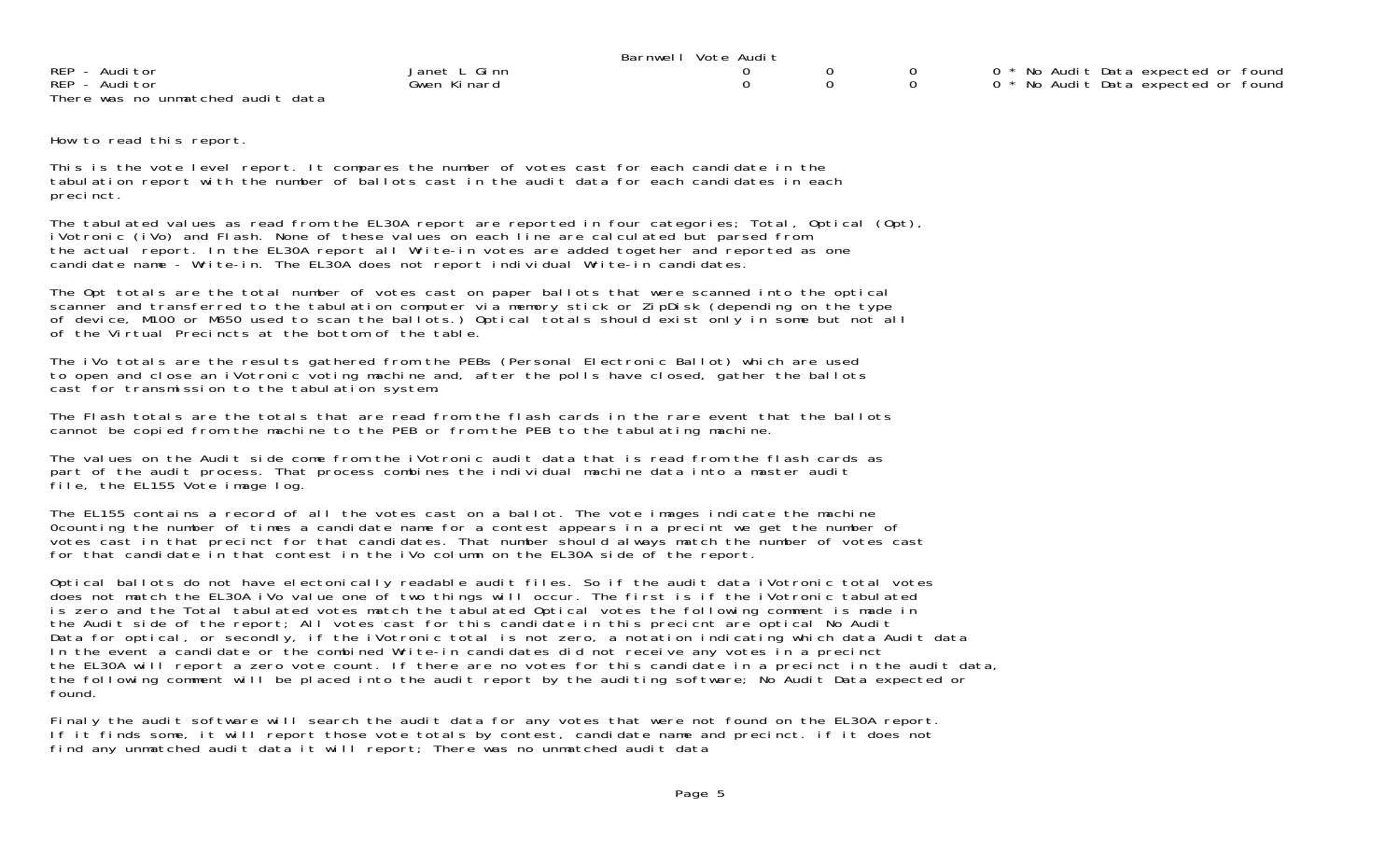Barnwell Vote Audit

| | | | | | | |
|---|---|---|---|---|---|---|
| REP - Auditor | Janet L Ginn | 0 | 0 | 0 | 0 | * No Audit Data expected or found |
| REP - Auditor | Gwen Kinard | 0 | 0 | 0 | 0 | * No Audit Data expected or found |

There was no unmatched audit data

How to read this report.

This is the vote level report. It compares the number of votes cast for each candidate in the tabulation report with the number of ballots cast in the audit data for each candidates in each precinct.

The tabulated values as read from the EL30A report are reported in four categories; Total, Optical (Opt), iVotronic (iVo) and Flash. None of these values on each line are calculated but parsed from the actual report. In the EL30A report all Write-in votes are added together and reported as one candidate name - Write-in. The EL30A does not report individual Write-in candidates.

The Opt totals are the total number of votes cast on paper ballots that were scanned into the optical scanner and transferred to the tabulation computer via memory stick or ZipDisk (depending on the type of device, M100 or M650 used to scan the ballots.) Optical totals should exist only in some but not all of the Virtual Precincts at the bottom of the table.

The iVo totals are the results gathered from the PEBs (Personal Electronic Ballot) which are used to open and close an iVotronic voting machine and, after the polls have closed, gather the ballots cast for transmission to the tabulation system.

The Flash totals are the totals that are read from the flash cards in the rare event that the ballots cannot be copied from the machine to the PEB or from the PEB to the tabulating machine.

The values on the Audit side come from the iVotronic audit data that is read from the flash cards as part of the audit process. That process combines the individual machine data into a master audit file, the EL155 Vote image log.

The EL155 contains a record of all the votes cast on a ballot. The vote images indicate the machine 0counting the number of times a candidate name for a contest appears in a precint we get the number of votes cast in that precinct for that candidates. That number should always match the number of votes cast for that candidate in that contest in the iVo column on the EL30A side of the report.

Optical ballots do not have electonically readable audit files. So if the audit data iVotronic total votes does not match the EL30A iVo value one of two things will occur. The first is if the iVotronic tabulated is zero and the Total tabulated votes match the tabulated Optical votes the following comment is made in the Audit side of the report; All votes cast for this candidate in this precicnt are optical No Audit Data for optical, or secondly, if the iVotronic total is not zero, a notation indicating which data Audit data In the event a candidate or the combined Write-in candidates did not receive any votes in a precinct the EL30A will report a zero vote count. If there are no votes for this candidate in a precinct in the audit data, the following comment will be placed into the audit report by the auditing software; No Audit Data expected or found.

Finaly the audit software will search the audit data for any votes that were not found on the EL30A report. If it finds some, it will report those vote totals by contest, candidate name and precinct. if it does not find any unmatched audit data it will report; There was no unmatched audit data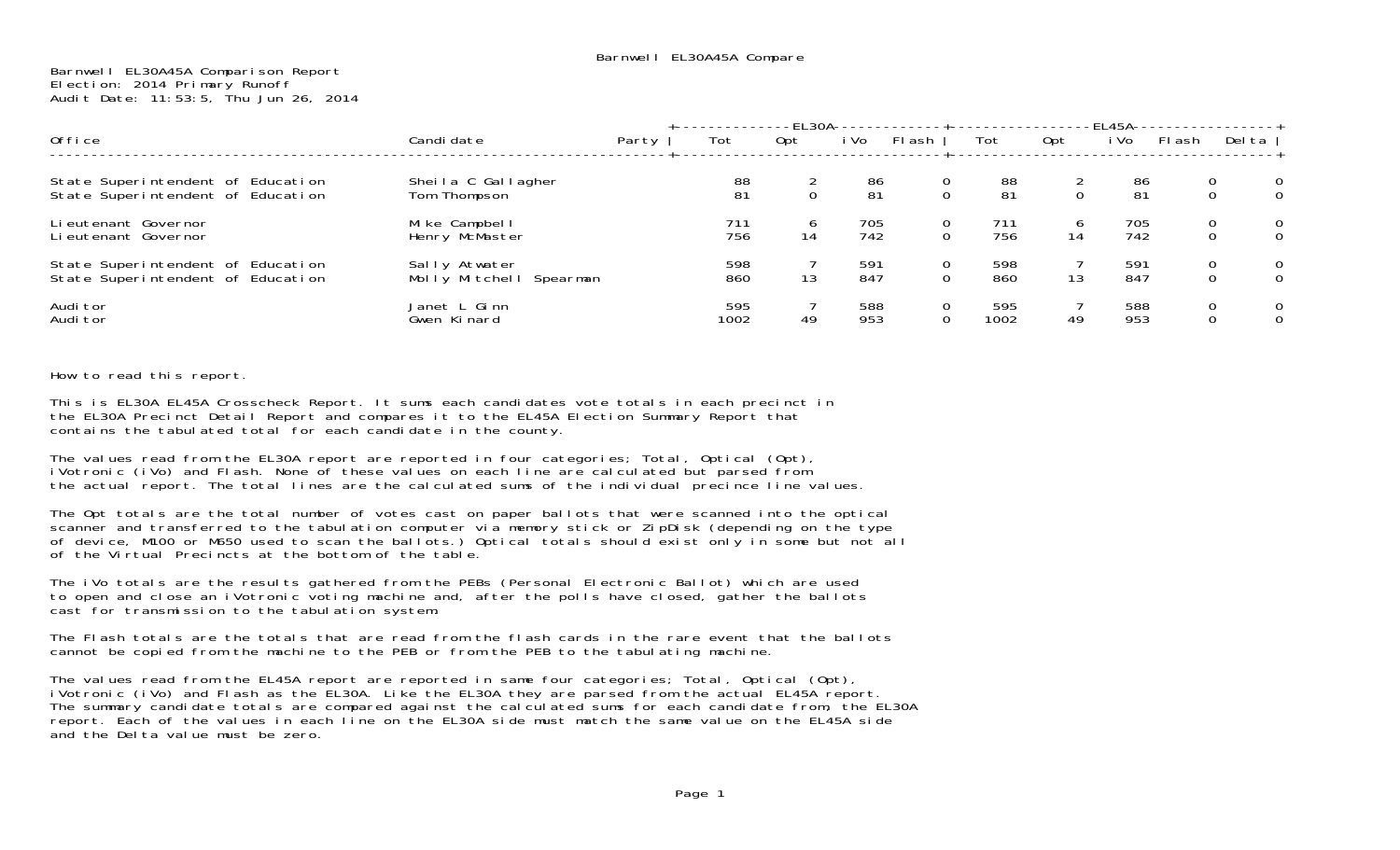Barnwell EL30A45A Comparison Report
Election: 2014 Primary Runoff
Audit Date: 11:53:5, Thu Jun 26, 2014

| Office | Candidate | Party | EL30A | | | | EL45A | | | | |
|---|---|---|---|---|---|---|---|---|---|---|---|
| | | | Tot | Opt | iVo | Flash | Tot | Opt | iVo | Flash | Delta |
| State Superintendent of Education | Sheila C Gallagher | | 88 | 2 | 86 | 0 | 88 | 2 | 86 | 0 | 0 |
| State Superintendent of Education | Tom Thompson | | 81 | 0 | 81 | 0 | 81 | 0 | 81 | 0 | 0 |
| Lieutenant Governor | Mike Campbell | | 711 | 6 | 705 | 0 | 711 | 6 | 705 | 0 | 0 |
| Lieutenant Governor | Henry McMaster | | 756 | 14 | 742 | 0 | 756 | 14 | 742 | 0 | 0 |
| State Superintendent of Education | Sally Atwater | | 598 | 7 | 591 | 0 | 598 | 7 | 591 | 0 | 0 |
| State Superintendent of Education | Molly Mitchell Spearman | | 860 | 13 | 847 | 0 | 860 | 13 | 847 | 0 | 0 |
| Auditor | Janet L Ginn | | 595 | 7 | 588 | 0 | 595 | 7 | 588 | 0 | 0 |
| Auditor | Gwen Kinard | | 1002 | 49 | 953 | 0 | 1002 | 49 | 953 | 0 | 0 |

How to read this report.

This is EL30A EL45A Crosscheck Report. It sums each candidates vote totals in each precinct in the EL30A Precinct Detail Report and compares it to the EL45A Election Summary Report that contains the tabulated total for each candidate in the county.

The values read from the EL30A report are reported in four categories; Total, Optical (Opt), iVotronic (iVo) and Flash. None of these values on each line are calculated but parsed from the actual report. The total lines are the calculated sums of the individual precince line values.

The Opt totals are the total number of votes cast on paper ballots that were scanned into the optical scanner and transferred to the tabulation computer via memory stick or ZipDisk (depending on the type of device, M100 or M650 used to scan the ballots.) Optical totals should exist only in some but not all of the Virtual Precincts at the bottom of the table.

The iVo totals are the results gathered from the PEBs (Personal Electronic Ballot) which are used to open and close an iVotronic voting machine and, after the polls have closed, gather the ballots cast for transmission to the tabulation system.

The Flash totals are the totals that are read from the flash cards in the rare event that the ballots cannot be copied from the machine to the PEB or from the PEB to the tabulating machine.

The values read from the EL45A report are reported in same four categories; Total, Optical (Opt), iVotronic (iVo) and Flash as the EL30A. Like the EL30A they are parsed from the actual EL45A report. The summary candidate totals are compared against the calculated sums for each candidate from, the EL30A report. Each of the values in each line on the EL30A side must match the same value on the EL45A side and the Delta value must be zero.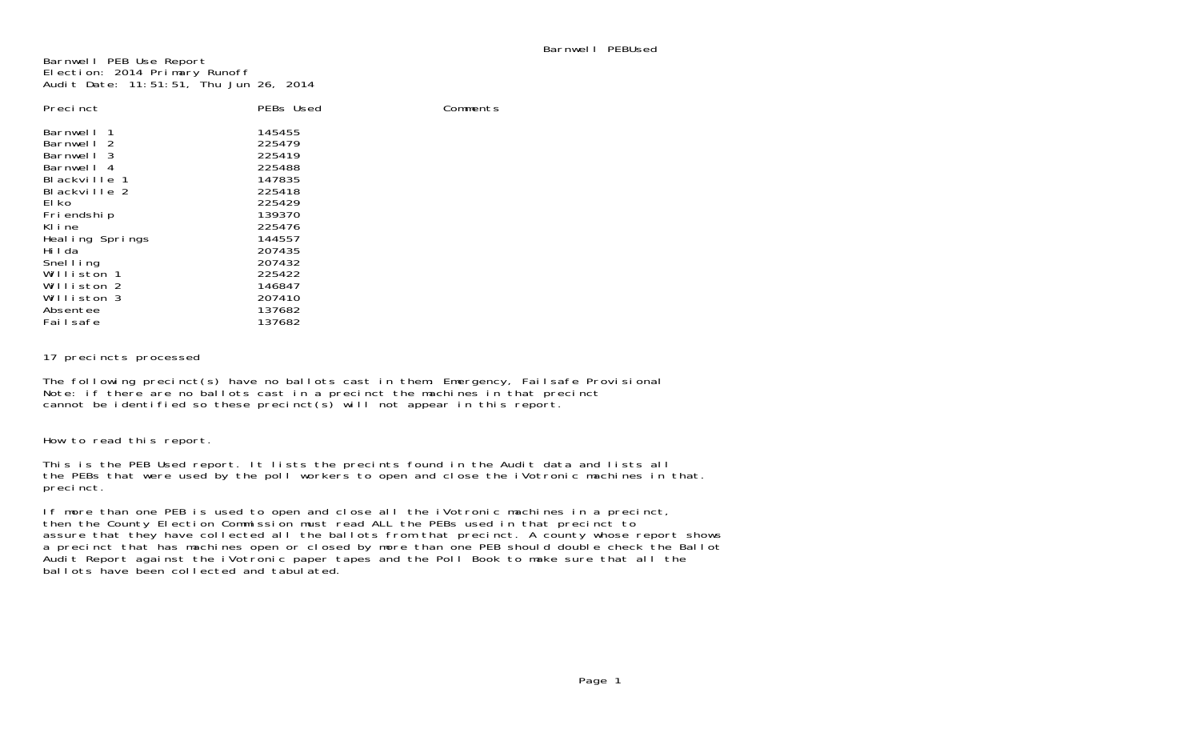Barnwell PEB Use Report
Election: 2014 Primary Runoff
Audit Date: 11:51:51, Thu Jun 26, 2014

| Precinct | PEBs Used | Comments |
|---|---|---|
| Barnwell 1 | 145455 | |
| Barnwell 2 | 225479 | |
| Barnwell 3 | 225419 | |
| Barnwell 4 | 225488 | |
| Blackville 1 | 147835 | |
| Blackville 2 | 225418 | |
| Elko | 225429 | |
| Friendship | 139370 | |
| Kline | 225476 | |
| Healing Springs | 144557 | |
| Hilda | 207435 | |
| Snelling | 207432 | |
| Williston 1 | 225422 | |
| Williston 2 | 146847 | |
| Williston 3 | 207410 | |
| Absentee | 137682 | |
| Failsafe | 137682 | |

17 precincts processed

The following precinct(s) have no ballots cast in them: Emergency, Failsafe Provisional
Note: if there are no ballots cast in a precinct the machines in that precinct
cannot be identified so these precinct(s) will not appear in this report.

How to read this report.

This is the PEB Used report. It lists the precints found in the Audit data and lists all
the PEBs that were used by the poll workers to open and close the iVotronic machines in that.
precinct.

If more than one PEB is used to open and close all the iVotronic machines in a precinct,
then the County Election Commission must read ALL the PEBs used in that precinct to
assure that they have collected all the ballots from that precinct. A county whose report shows
a precinct that has machines open or closed by more than one PEB should double check the Ballot
Audit Report against the iVotronic paper tapes and the Poll Book to make sure that all the
ballots have been collected and tabulated.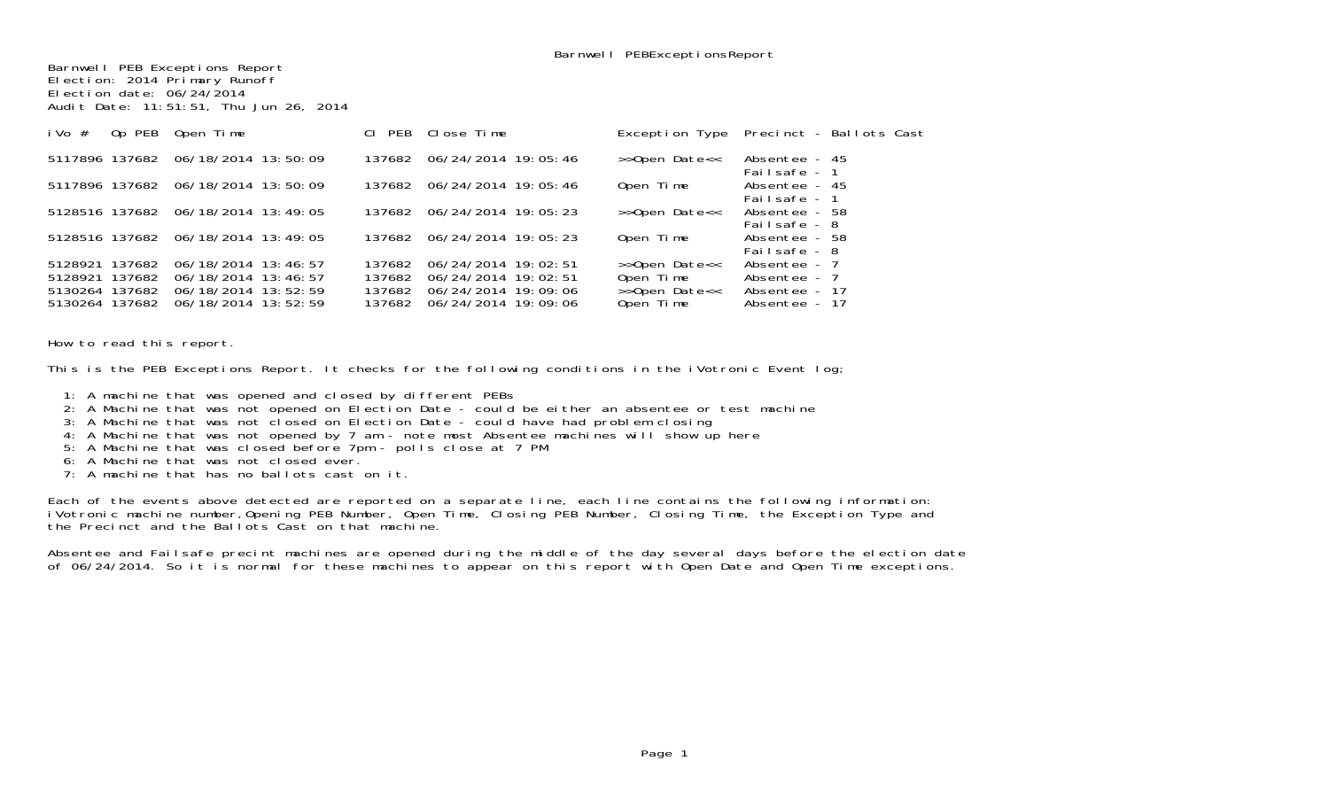Barnwell PEB Exceptions Report
Election: 2014 Primary Runoff
Election date: 06/24/2014
Audit Date: 11:51:51, Thu Jun 26, 2014

| iVo # | Op PEB | Open Time | Cl PEB | Close Time | Exception Type | Precinct - Ballots Cast |
|---|---|---|---|---|---|---|
| 5117896 | 137682 | 06/18/2014 13:50:09 | 137682 | 06/24/2014 19:05:46 | >>Open Date<< | Absentee - 45<br>Failsafe - 1 |
| 5117896 | 137682 | 06/18/2014 13:50:09 | 137682 | 06/24/2014 19:05:46 | Open Time | Absentee - 45<br>Failsafe - 1 |
| 5128516 | 137682 | 06/18/2014 13:49:05 | 137682 | 06/24/2014 19:05:23 | >>Open Date<< | Absentee - 58<br>Failsafe - 8 |
| 5128516 | 137682 | 06/18/2014 13:49:05 | 137682 | 06/24/2014 19:05:23 | Open Time | Absentee - 58<br>Failsafe - 8 |
| 5128921 | 137682 | 06/18/2014 13:46:57 | 137682 | 06/24/2014 19:02:51 | >>Open Date<< | Absentee - 7 |
| 5128921 | 137682 | 06/18/2014 13:46:57 | 137682 | 06/24/2014 19:02:51 | Open Time | Absentee - 7 |
| 5130264 | 137682 | 06/18/2014 13:52:59 | 137682 | 06/24/2014 19:09:06 | >>Open Date<< | Absentee - 17 |
| 5130264 | 137682 | 06/18/2014 13:52:59 | 137682 | 06/24/2014 19:09:06 | Open Time | Absentee - 17 |

How to read this report.

This is the PEB Exceptions Report. It checks for the following conditions in the iVotronic Event log;

1: A machine that was opened and closed by different PEBs
2: A Machine that was not opened on Election Date - could be either an absentee or test machine
3: A Machine that was not closed on Election Date - could have had problem closing
4: A Machine that was not opened by 7 am - note most Absentee machines will show up here
5: A Machine that was closed before 7pm - polls close at 7 PM
6: A Machine that was not closed ever.
7: A machine that has no ballots cast on it.

Each of the events above detected are reported on a separate line, each line contains the following information:
iVotronic machine number,Opening PEB Number, Open Time, Closing PEB Number, Closing Time, the Exception Type and the Precinct and the Ballots Cast on that machine.

Absentee and Failsafe precint machines are opened during the middle of the day several days before the election date of 06/24/2014. So it is normal for these machines to appear on this report with Open Date and Open Time exceptions.